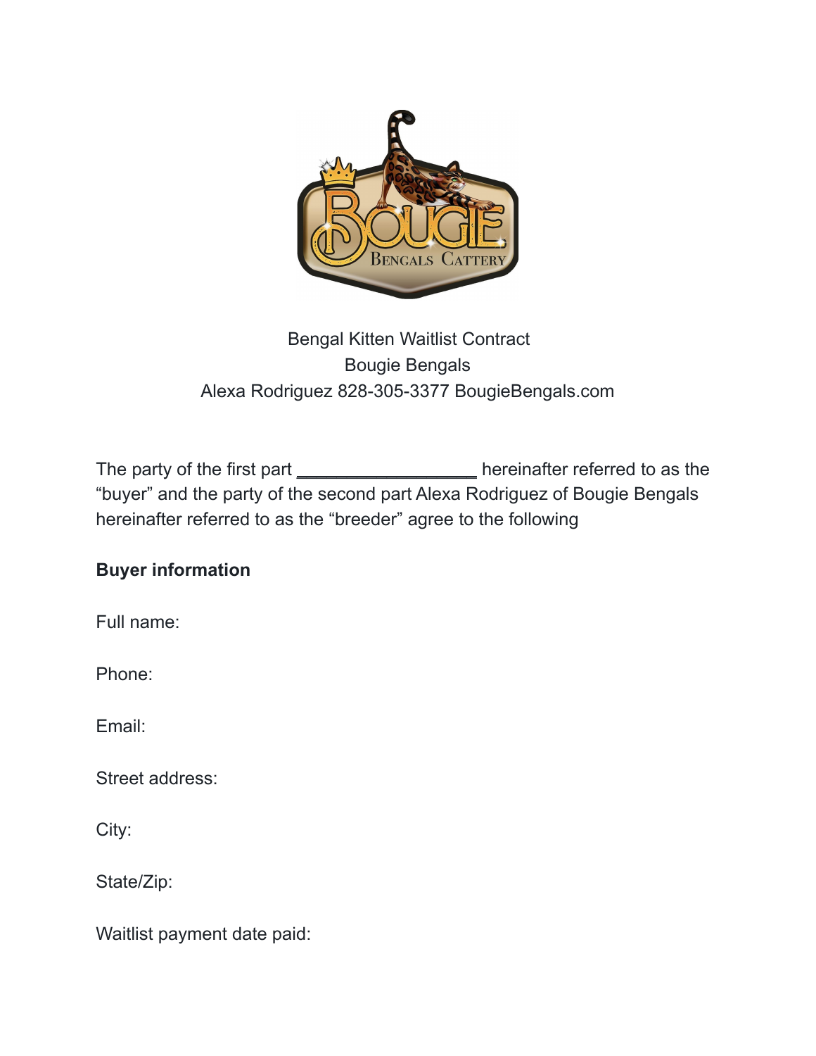Bengal Kitten Waitlist Contract

Bougie Bengals

Alexa Rodriguez 828-305-3377 BougieBengals.com

The party of the first part __________________ hereinafter referred to as the "buyer" and the party of the second part Alexa Rodriguez of Bougie Bengals hereinafter referred to as the "breeder" agree to the following

**Buyer information**

Full name:

Phone:

Email:

Street address:

City:

State/Zip:

Waitlist payment date paid: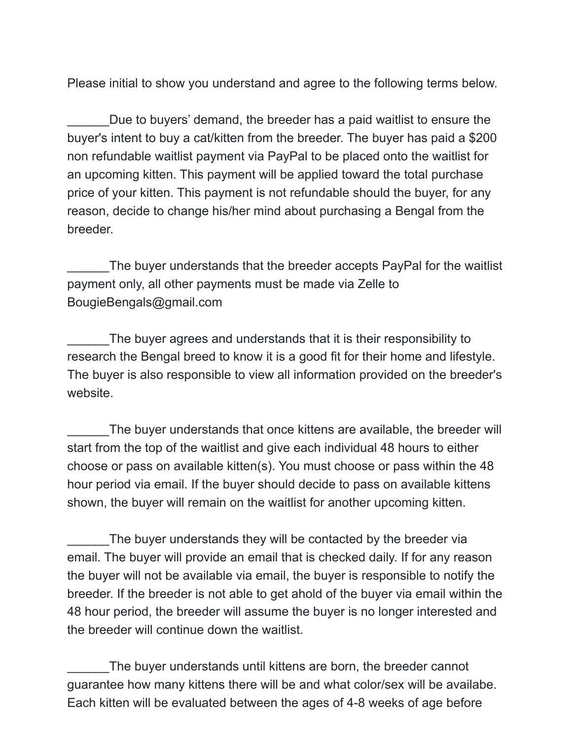Please initial to show you understand and agree to the following terms below.

______Due to buyers' demand, the breeder has a paid waitlist to ensure the buyer's intent to buy a cat/kitten from the breeder. The buyer has paid a $200 non refundable waitlist payment via PayPal to be placed onto the waitlist for an upcoming kitten. This payment will be applied toward the total purchase price of your kitten. This payment is not refundable should the buyer, for any reason, decide to change his/her mind about purchasing a Bengal from the breeder.

______The buyer understands that the breeder accepts PayPal for the waitlist payment only, all other payments must be made via Zelle to BougieBengals@gmail.com

______The buyer agrees and understands that it is their responsibility to research the Bengal breed to know it is a good fit for their home and lifestyle. The buyer is also responsible to view all information provided on the breeder's website.

______The buyer understands that once kittens are available, the breeder will start from the top of the waitlist and give each individual 48 hours to either choose or pass on available kitten(s). You must choose or pass within the 48 hour period via email. If the buyer should decide to pass on available kittens shown, the buyer will remain on the waitlist for another upcoming kitten.

______The buyer understands they will be contacted by the breeder via email. The buyer will provide an email that is checked daily. If for any reason the buyer will not be available via email, the buyer is responsible to notify the breeder. If the breeder is not able to get ahold of the buyer via email within the 48 hour period, the breeder will assume the buyer is no longer interested and the breeder will continue down the waitlist.

______The buyer understands until kittens are born, the breeder cannot guarantee how many kittens there will be and what color/sex will be availabe. Each kitten will be evaluated between the ages of 4-8 weeks of age before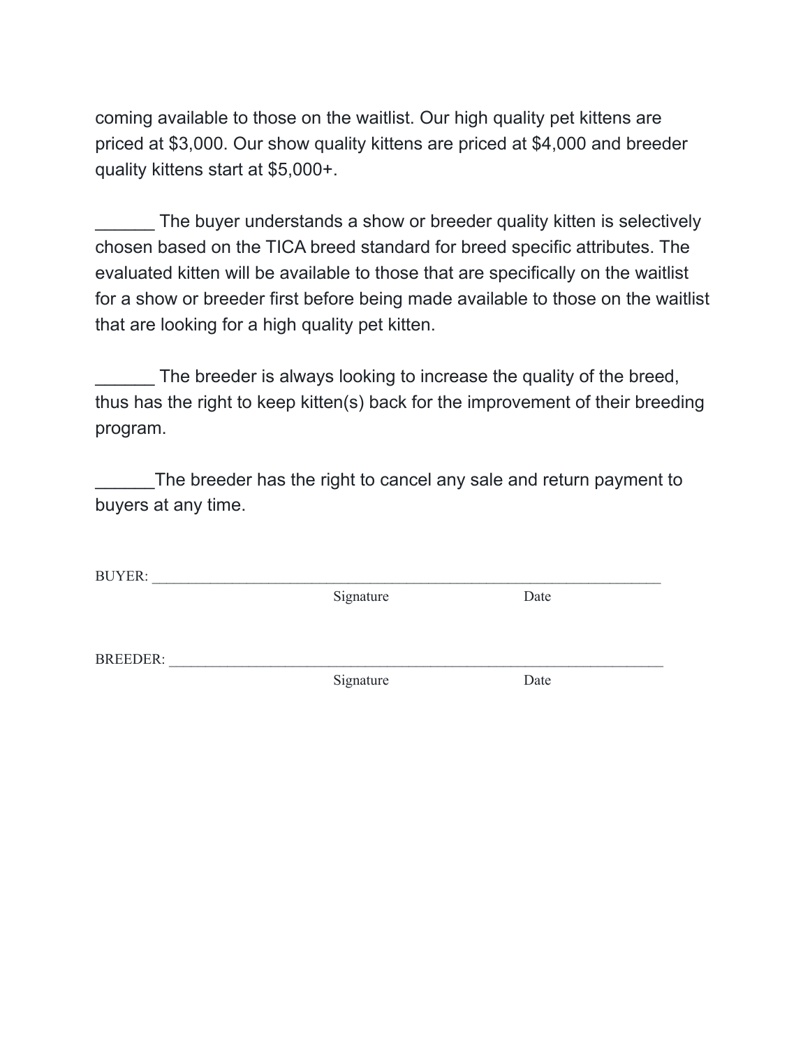coming available to those on the waitlist. Our high quality pet kittens are priced at $3,000. Our show quality kittens are priced at $4,000 and breeder quality kittens start at $5,000+.

______ The buyer understands a show or breeder quality kitten is selectively chosen based on the TICA breed standard for breed specific attributes. The evaluated kitten will be available to those that are specifically on the waitlist for a show or breeder first before being made available to those on the waitlist that are looking for a high quality pet kitten.

______ The breeder is always looking to increase the quality of the breed, thus has the right to keep kitten(s) back for the improvement of their breeding program.

______The breeder has the right to cancel any sale and return payment to buyers at any time.

BUYER: ______________________________________________________________________
Signature Date

BREEDER: ____________________________________________________________________
Signature Date